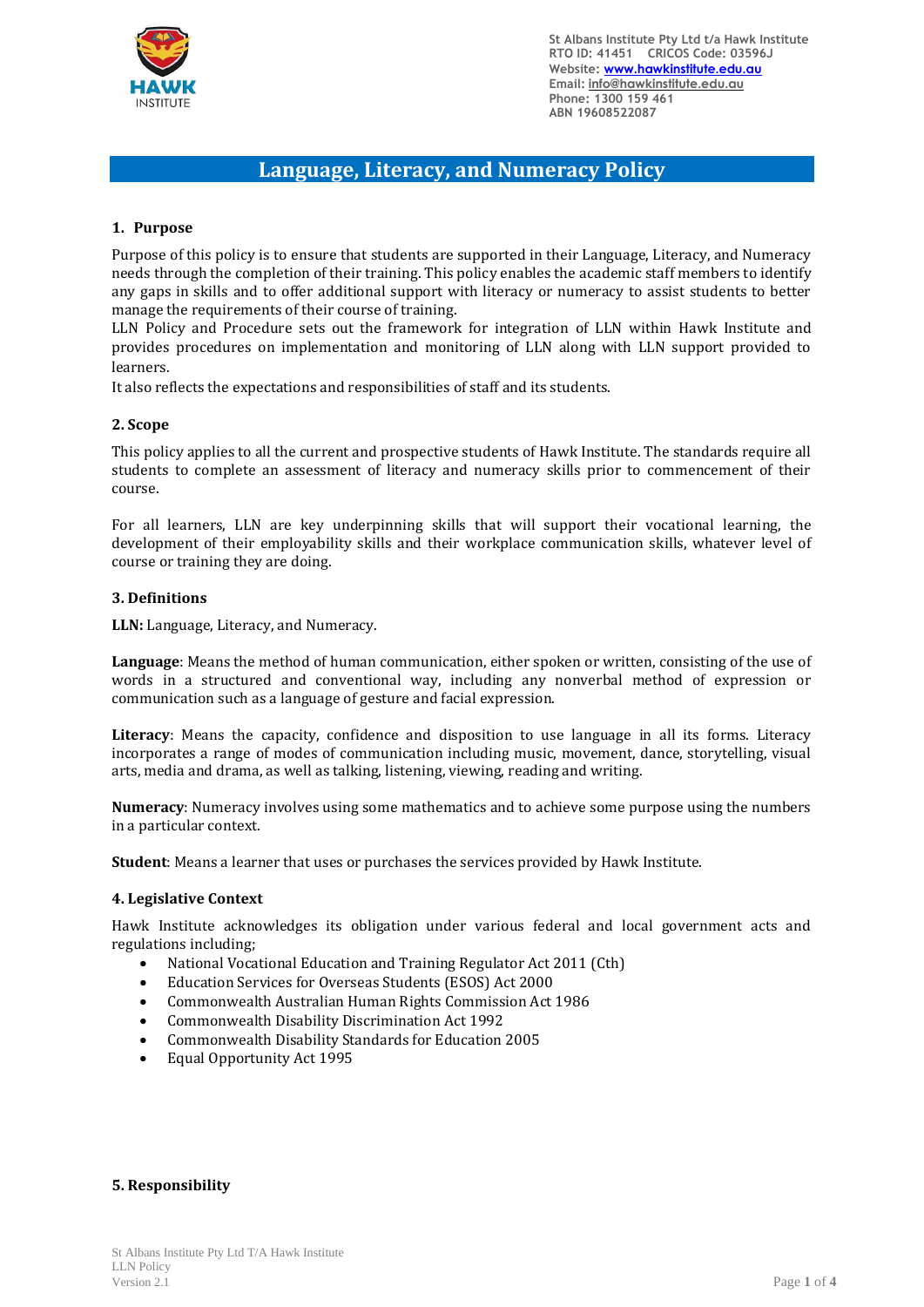St Albans Institute Pty Ltd t/a Hawk Institute
RTO ID: 41451 CRICOS Code: 03596J
Website: www.hawkinstitute.edu.au
Email: info@hawkinstitute.edu.au
Phone: 1300 159 461
ABN 19608522087

# Language, Literacy, and Numeracy Policy

## 1. Purpose

Purpose of this policy is to ensure that students are supported in their Language, Literacy, and Numeracy needs through the completion of their training. This policy enables the academic staff members to identify any gaps in skills and to offer additional support with literacy or numeracy to assist students to better manage the requirements of their course of training.

LLN Policy and Procedure sets out the framework for integration of LLN within Hawk Institute and provides procedures on implementation and monitoring of LLN along with LLN support provided to learners.

It also reflects the expectations and responsibilities of staff and its students.

## 2. Scope

This policy applies to all the current and prospective students of Hawk Institute. The standards require all students to complete an assessment of literacy and numeracy skills prior to commencement of their course.

For all learners, LLN are key underpinning skills that will support their vocational learning, the development of their employability skills and their workplace communication skills, whatever level of course or training they are doing.

## 3. Definitions

**LLN:** Language, Literacy, and Numeracy.

**Language**: Means the method of human communication, either spoken or written, consisting of the use of words in a structured and conventional way, including any nonverbal method of expression or communication such as a language of gesture and facial expression.

**Literacy**: Means the capacity, confidence and disposition to use language in all its forms. Literacy incorporates a range of modes of communication including music, movement, dance, storytelling, visual arts, media and drama, as well as talking, listening, viewing, reading and writing.

**Numeracy**: Numeracy involves using some mathematics and to achieve some purpose using the numbers in a particular context.

**Student**: Means a learner that uses or purchases the services provided by Hawk Institute.

## 4. Legislative Context

Hawk Institute acknowledges its obligation under various federal and local government acts and regulations including;

- National Vocational Education and Training Regulator Act 2011 (Cth)
- Education Services for Overseas Students (ESOS) Act 2000
- Commonwealth Australian Human Rights Commission Act 1986
- Commonwealth Disability Discrimination Act 1992
- Commonwealth Disability Standards for Education 2005
- Equal Opportunity Act 1995

## 5. Responsibility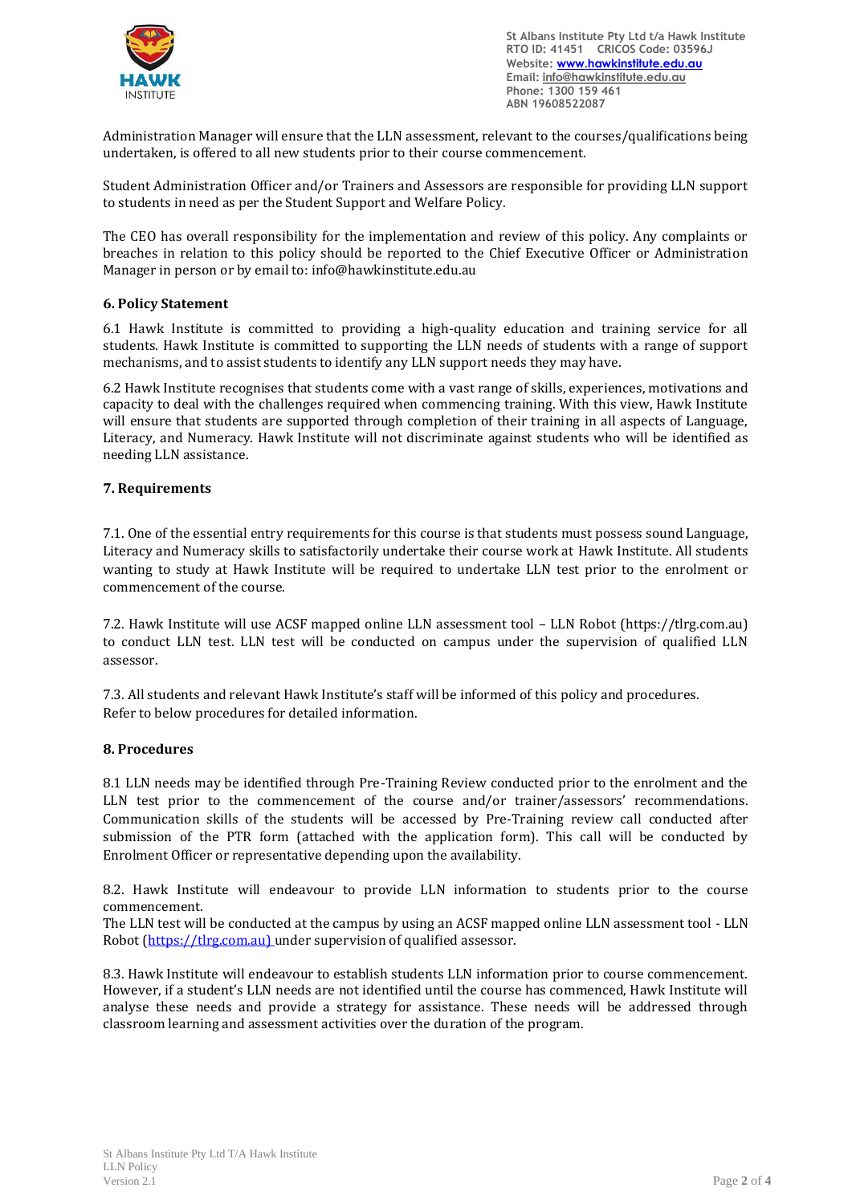Administration Manager will ensure that the LLN assessment, relevant to the courses/qualifications being undertaken, is offered to all new students prior to their course commencement.

Student Administration Officer and/or Trainers and Assessors are responsible for providing LLN support to students in need as per the Student Support and Welfare Policy.

The CEO has overall responsibility for the implementation and review of this policy. Any complaints or breaches in relation to this policy should be reported to the Chief Executive Officer or Administration Manager in person or by email to: info@hawkinstitute.edu.au

## 6. Policy Statement

6.1 Hawk Institute is committed to providing a high-quality education and training service for all students. Hawk Institute is committed to supporting the LLN needs of students with a range of support mechanisms, and to assist students to identify any LLN support needs they may have.

6.2 Hawk Institute recognises that students come with a vast range of skills, experiences, motivations and capacity to deal with the challenges required when commencing training. With this view, Hawk Institute will ensure that students are supported through completion of their training in all aspects of Language, Literacy, and Numeracy. Hawk Institute will not discriminate against students who will be identified as needing LLN assistance.

## 7. Requirements

7.1. One of the essential entry requirements for this course is that students must possess sound Language, Literacy and Numeracy skills to satisfactorily undertake their course work at Hawk Institute. All students wanting to study at Hawk Institute will be required to undertake LLN test prior to the enrolment or commencement of the course.

7.2. Hawk Institute will use ACSF mapped online LLN assessment tool – LLN Robot (https://tlrg.com.au) to conduct LLN test. LLN test will be conducted on campus under the supervision of qualified LLN assessor.

7.3. All students and relevant Hawk Institute's staff will be informed of this policy and procedures.
Refer to below procedures for detailed information.

## 8. Procedures

8.1 LLN needs may be identified through Pre-Training Review conducted prior to the enrolment and the LLN test prior to the commencement of the course and/or trainer/assessors' recommendations. Communication skills of the students will be accessed by Pre-Training review call conducted after submission of the PTR form (attached with the application form). This call will be conducted by Enrolment Officer or representative depending upon the availability.

8.2. Hawk Institute will endeavour to provide LLN information to students prior to the course commencement.
The LLN test will be conducted at the campus by using an ACSF mapped online LLN assessment tool - LLN Robot (https://tlrg.com.au) under supervision of qualified assessor.

8.3. Hawk Institute will endeavour to establish students LLN information prior to course commencement. However, if a student's LLN needs are not identified until the course has commenced, Hawk Institute will analyse these needs and provide a strategy for assistance. These needs will be addressed through classroom learning and assessment activities over the duration of the program.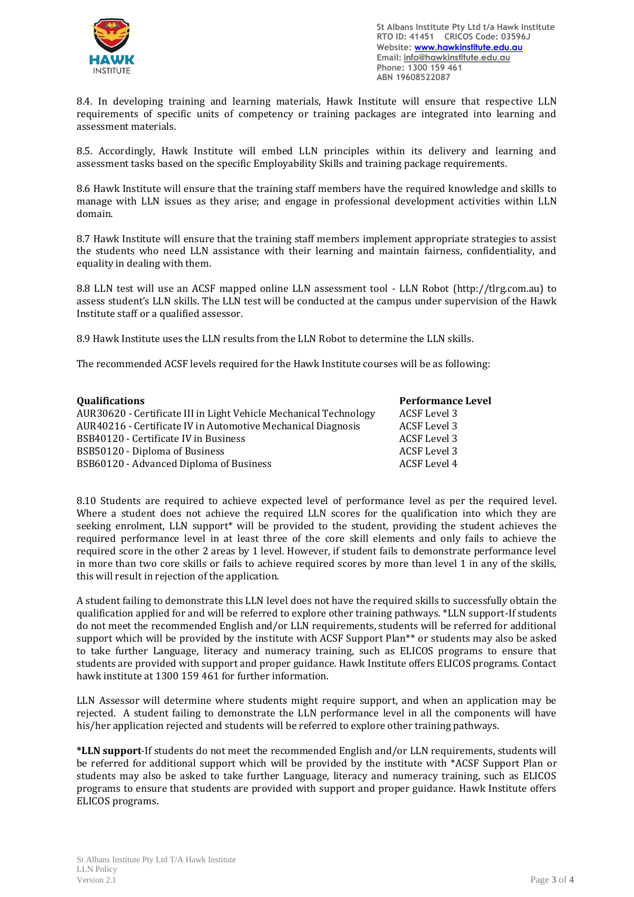8.4. In developing training and learning materials, Hawk Institute will ensure that respective LLN requirements of specific units of competency or training packages are integrated into learning and assessment materials.

8.5. Accordingly, Hawk Institute will embed LLN principles within its delivery and learning and assessment tasks based on the specific Employability Skills and training package requirements.

8.6 Hawk Institute will ensure that the training staff members have the required knowledge and skills to manage with LLN issues as they arise; and engage in professional development activities within LLN domain.

8.7 Hawk Institute will ensure that the training staff members implement appropriate strategies to assist the students who need LLN assistance with their learning and maintain fairness, confidentiality, and equality in dealing with them.

8.8 LLN test will use an ACSF mapped online LLN assessment tool - LLN Robot (http://tlrg.com.au) to assess student's LLN skills. The LLN test will be conducted at the campus under supervision of the Hawk Institute staff or a qualified assessor.

8.9 Hawk Institute uses the LLN results from the LLN Robot to determine the LLN skills.

The recommended ACSF levels required for the Hawk Institute courses will be as following:

| **Qualifications** | **Performance Level** |
|---|---|
| AUR30620 - Certificate III in Light Vehicle Mechanical Technology | ACSF Level 3 |
| AUR40216 - Certificate IV in Automotive Mechanical Diagnosis | ACSF Level 3 |
| BSB40120 - Certificate IV in Business | ACSF Level 3 |
| BSB50120 - Diploma of Business | ACSF Level 3 |
| BSB60120 - Advanced Diploma of Business | ACSF Level 4 |

8.10 Students are required to achieve expected level of performance level as per the required level. Where a student does not achieve the required LLN scores for the qualification into which they are seeking enrolment, LLN support* will be provided to the student, providing the student achieves the required performance level in at least three of the core skill elements and only fails to achieve the required score in the other 2 areas by 1 level. However, if student fails to demonstrate performance level in more than two core skills or fails to achieve required scores by more than level 1 in any of the skills, this will result in rejection of the application.

A student failing to demonstrate this LLN level does not have the required skills to successfully obtain the qualification applied for and will be referred to explore other training pathways. *LLN support-If students do not meet the recommended English and/or LLN requirements, students will be referred for additional support which will be provided by the institute with ACSF Support Plan** or students may also be asked to take further Language, literacy and numeracy training, such as ELICOS programs to ensure that students are provided with support and proper guidance. Hawk Institute offers ELICOS programs. Contact hawk institute at 1300 159 461 for further information.

LLN Assessor will determine where students might require support, and when an application may be rejected. A student failing to demonstrate the LLN performance level in all the components will have his/her application rejected and students will be referred to explore other training pathways.

**\*LLN support**-If students do not meet the recommended English and/or LLN requirements, students will be referred for additional support which will be provided by the institute with *ACSF Support Plan or students may also be asked to take further Language, literacy and numeracy training, such as ELICOS programs to ensure that students are provided with support and proper guidance. Hawk Institute offers ELICOS programs.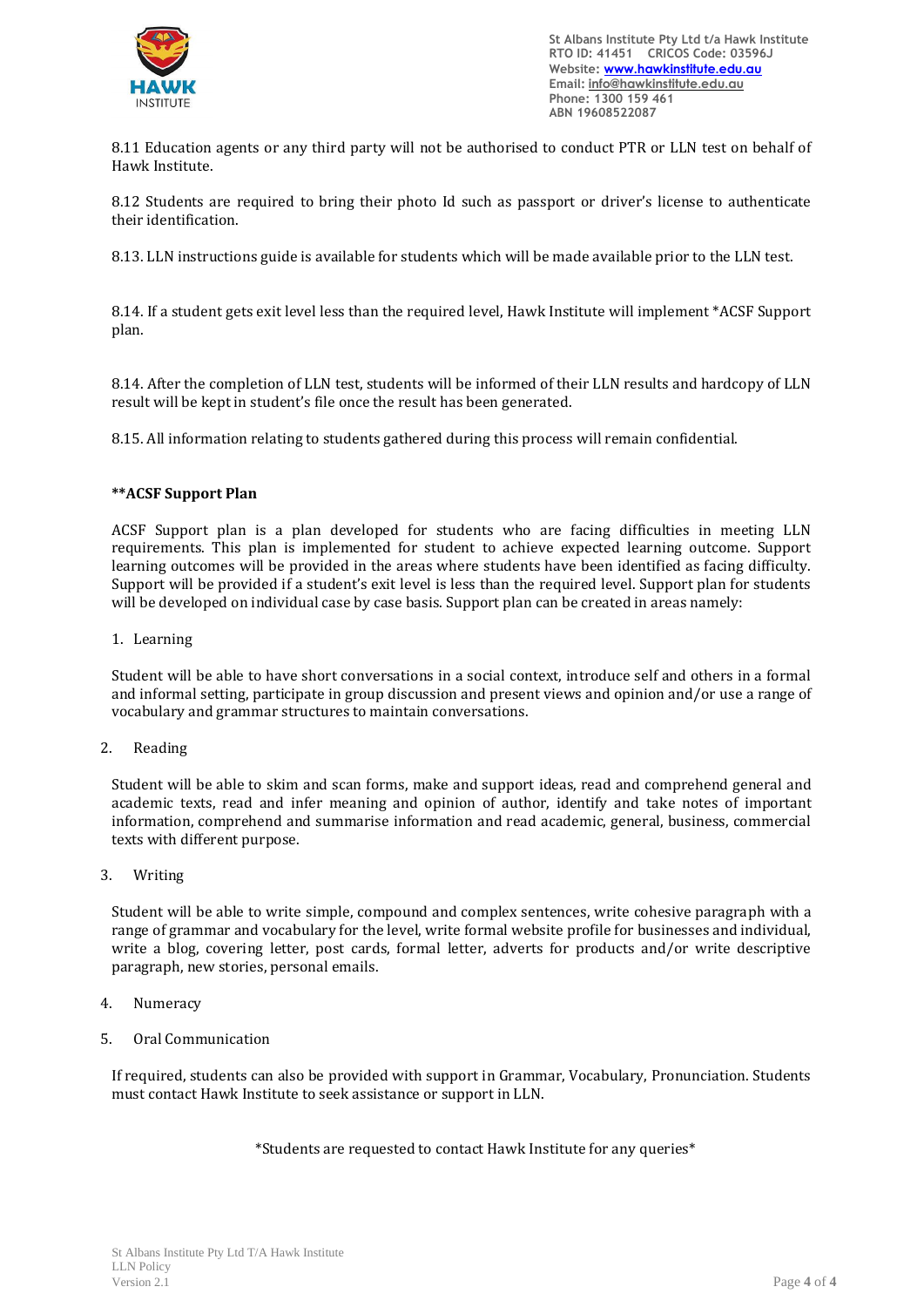8.11 Education agents or any third party will not be authorised to conduct PTR or LLN test on behalf of Hawk Institute.

8.12 Students are required to bring their photo Id such as passport or driver's license to authenticate their identification.

8.13. LLN instructions guide is available for students which will be made available prior to the LLN test.

8.14. If a student gets exit level less than the required level, Hawk Institute will implement *ACSF Support plan.

8.14. After the completion of LLN test, students will be informed of their LLN results and hardcopy of LLN result will be kept in student's file once the result has been generated.

8.15. All information relating to students gathered during this process will remain confidential.

**\*\*ACSF Support Plan**

ACSF Support plan is a plan developed for students who are facing difficulties in meeting LLN requirements. This plan is implemented for student to achieve expected learning outcome. Support learning outcomes will be provided in the areas where students have been identified as facing difficulty. Support will be provided if a student's exit level is less than the required level. Support plan for students will be developed on individual case by case basis. Support plan can be created in areas namely:

1. Learning

Student will be able to have short conversations in a social context, introduce self and others in a formal and informal setting, participate in group discussion and present views and opinion and/or use a range of vocabulary and grammar structures to maintain conversations.

2. Reading

Student will be able to skim and scan forms, make and support ideas, read and comprehend general and academic texts, read and infer meaning and opinion of author, identify and take notes of important information, comprehend and summarise information and read academic, general, business, commercial texts with different purpose.

3. Writing

Student will be able to write simple, compound and complex sentences, write cohesive paragraph with a range of grammar and vocabulary for the level, write formal website profile for businesses and individual, write a blog, covering letter, post cards, formal letter, adverts for products and/or write descriptive paragraph, new stories, personal emails.

4. Numeracy
5. Oral Communication

If required, students can also be provided with support in Grammar, Vocabulary, Pronunciation. Students must contact Hawk Institute to seek assistance or support in LLN.

*Students are requested to contact Hawk Institute for any queries*